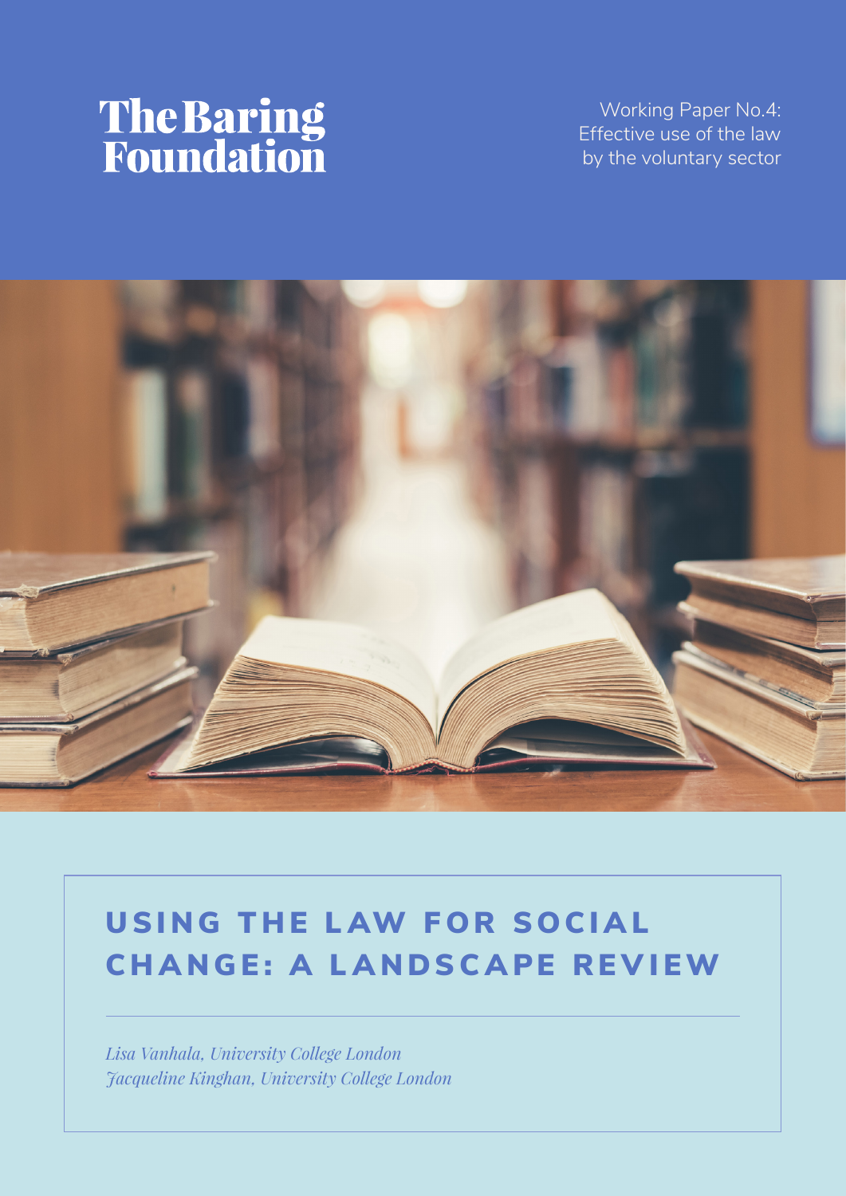The Baring Foundation

Working Paper No.4:
Effective use of the law
by the voluntary sector

# USING THE LAW FOR SOCIAL CHANGE: A LANDSCAPE REVIEW

*Lisa Vanhala, University College London*
*Jacqueline Kinghan, University College London*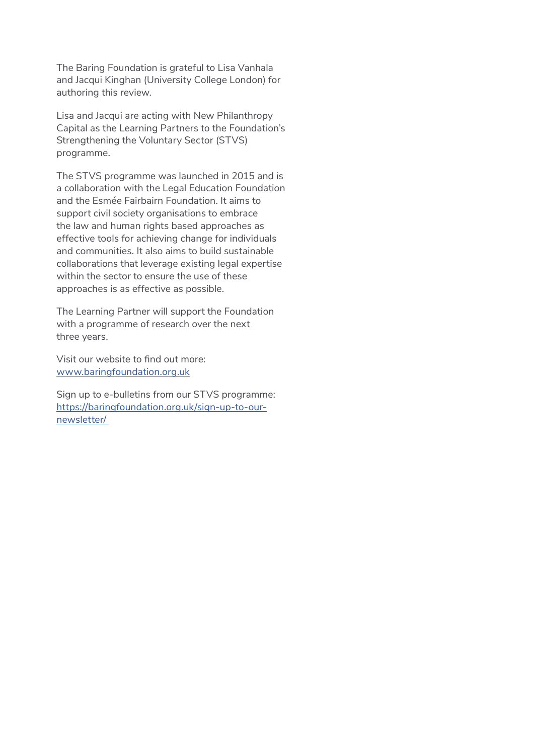The Baring Foundation is grateful to Lisa Vanhala and Jacqui Kinghan (University College London) for authoring this review.

Lisa and Jacqui are acting with New Philanthropy Capital as the Learning Partners to the Foundation's Strengthening the Voluntary Sector (STVS) programme.

The STVS programme was launched in 2015 and is a collaboration with the Legal Education Foundation and the Esmée Fairbairn Foundation. It aims to support civil society organisations to embrace the law and human rights based approaches as effective tools for achieving change for individuals and communities. It also aims to build sustainable collaborations that leverage existing legal expertise within the sector to ensure the use of these approaches is as effective as possible.

The Learning Partner will support the Foundation with a programme of research over the next three years.

Visit our website to find out more:
[www.baringfoundation.org.uk](http://www.baringfoundation.org.uk)

Sign up to e-bulletins from our STVS programme:
[https://baringfoundation.org.uk/sign-up-to-our-newsletter/](https://baringfoundation.org.uk/sign-up-to-our-newsletter/)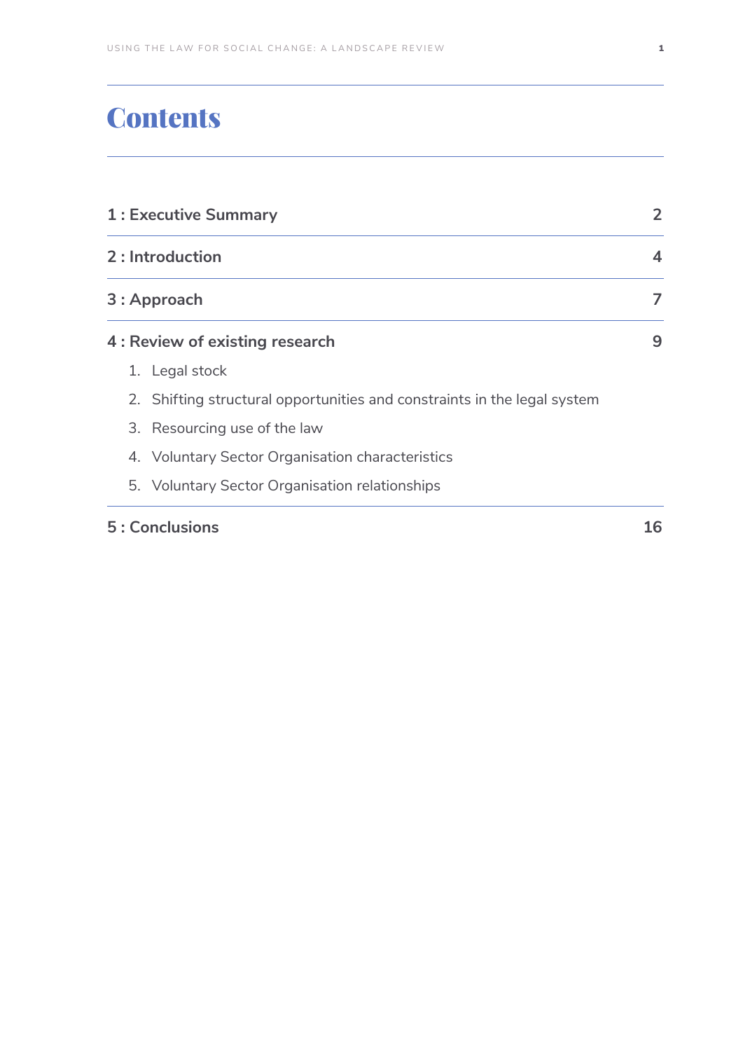# Contents

| | |
|---|---|
| 1 : Executive Summary | 2 |
| 2 : Introduction | 4 |
| 3 : Approach | 7 |
| 4 : Review of existing research | 9 |
| 1. Legal stock | |
| 2. Shifting structural opportunities and constraints in the legal system | |
| 3. Resourcing use of the law | |
| 4. Voluntary Sector Organisation characteristics | |
| 5. Voluntary Sector Organisation relationships | |
| 5 : Conclusions | 16 |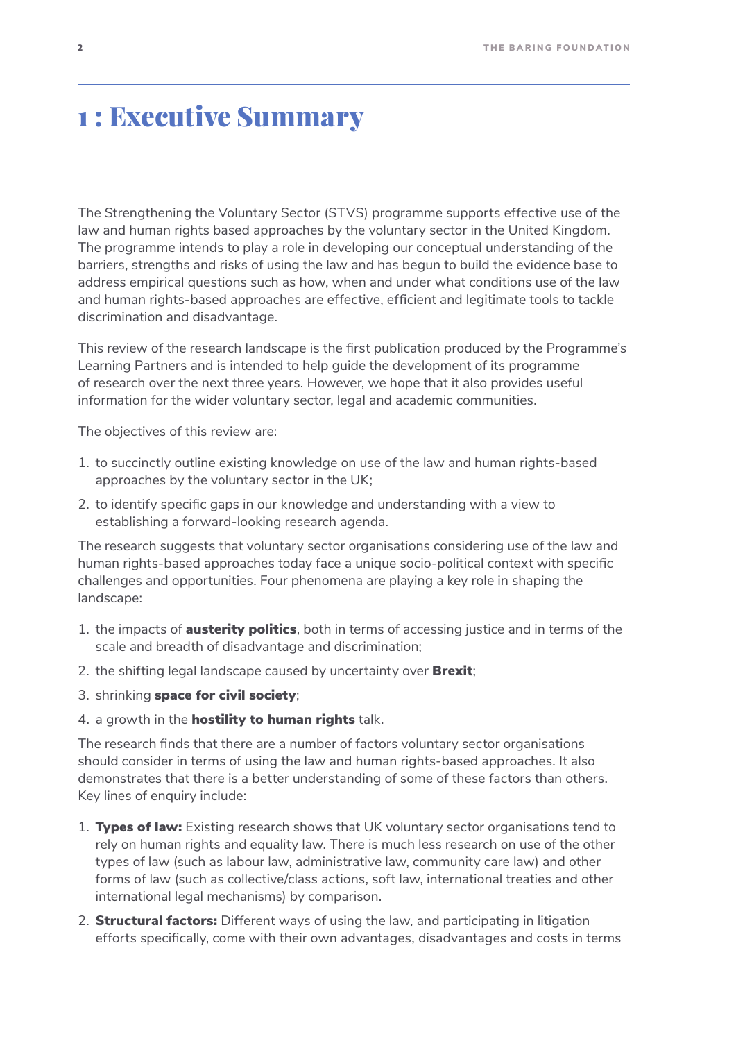# 1 : Executive Summary

The Strengthening the Voluntary Sector (STVS) programme supports effective use of the law and human rights based approaches by the voluntary sector in the United Kingdom. The programme intends to play a role in developing our conceptual understanding of the barriers, strengths and risks of using the law and has begun to build the evidence base to address empirical questions such as how, when and under what conditions use of the law and human rights-based approaches are effective, efficient and legitimate tools to tackle discrimination and disadvantage.

This review of the research landscape is the first publication produced by the Programme's Learning Partners and is intended to help guide the development of its programme of research over the next three years. However, we hope that it also provides useful information for the wider voluntary sector, legal and academic communities.

The objectives of this review are:

1. to succinctly outline existing knowledge on use of the law and human rights-based approaches by the voluntary sector in the UK;
2. to identify specific gaps in our knowledge and understanding with a view to establishing a forward-looking research agenda.

The research suggests that voluntary sector organisations considering use of the law and human rights-based approaches today face a unique socio-political context with specific challenges and opportunities. Four phenomena are playing a key role in shaping the landscape:

1. the impacts of **austerity politics**, both in terms of accessing justice and in terms of the scale and breadth of disadvantage and discrimination;
2. the shifting legal landscape caused by uncertainty over **Brexit**;
3. shrinking **space for civil society**;
4. a growth in the **hostility to human rights** talk.

The research finds that there are a number of factors voluntary sector organisations should consider in terms of using the law and human rights-based approaches. It also demonstrates that there is a better understanding of some of these factors than others. Key lines of enquiry include:

1. **Types of law:** Existing research shows that UK voluntary sector organisations tend to rely on human rights and equality law. There is much less research on use of the other types of law (such as labour law, administrative law, community care law) and other forms of law (such as collective/class actions, soft law, international treaties and other international legal mechanisms) by comparison.
2. **Structural factors:** Different ways of using the law, and participating in litigation efforts specifically, come with their own advantages, disadvantages and costs in terms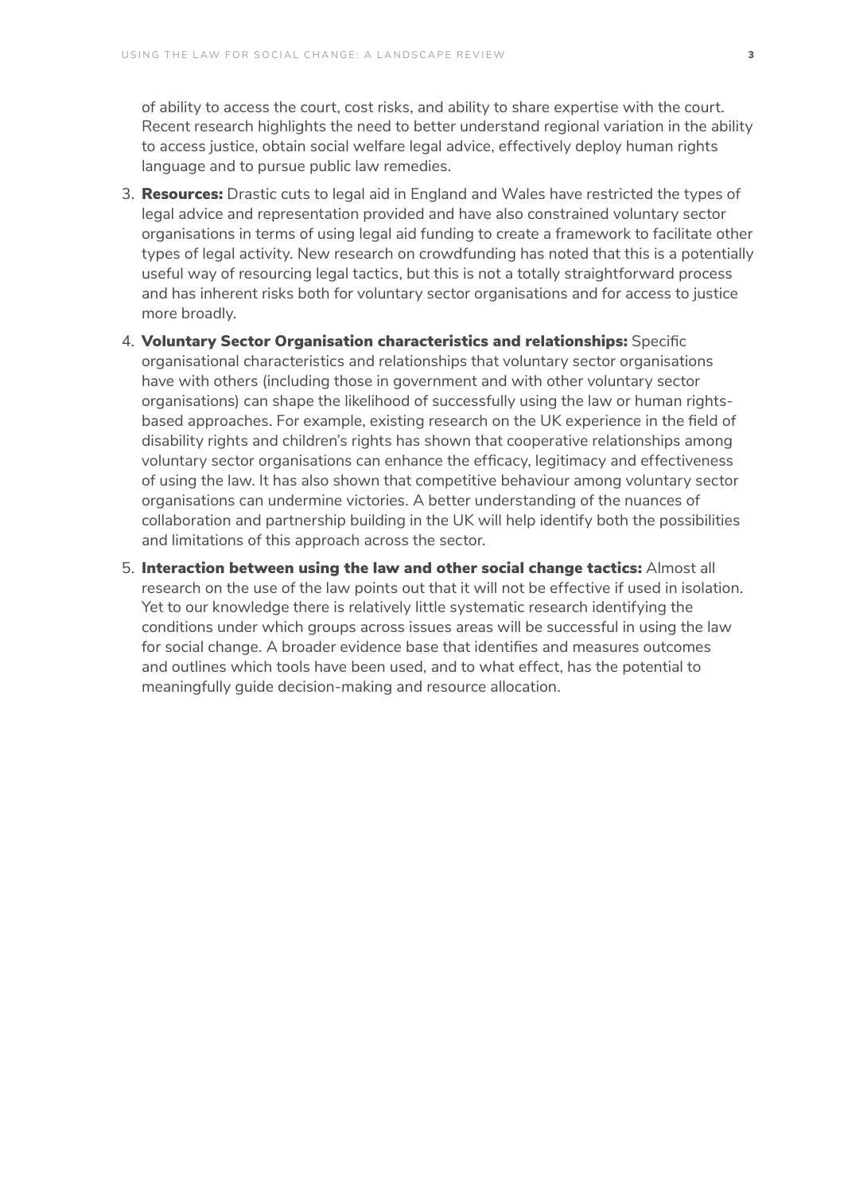of ability to access the court, cost risks, and ability to share expertise with the court. Recent research highlights the need to better understand regional variation in the ability to access justice, obtain social welfare legal advice, effectively deploy human rights language and to pursue public law remedies.

3. **Resources:** Drastic cuts to legal aid in England and Wales have restricted the types of legal advice and representation provided and have also constrained voluntary sector organisations in terms of using legal aid funding to create a framework to facilitate other types of legal activity. New research on crowdfunding has noted that this is a potentially useful way of resourcing legal tactics, but this is not a totally straightforward process and has inherent risks both for voluntary sector organisations and for access to justice more broadly.
4. **Voluntary Sector Organisation characteristics and relationships:** Specific organisational characteristics and relationships that voluntary sector organisations have with others (including those in government and with other voluntary sector organisations) can shape the likelihood of successfully using the law or human rights-based approaches. For example, existing research on the UK experience in the field of disability rights and children's rights has shown that cooperative relationships among voluntary sector organisations can enhance the efficacy, legitimacy and effectiveness of using the law. It has also shown that competitive behaviour among voluntary sector organisations can undermine victories. A better understanding of the nuances of collaboration and partnership building in the UK will help identify both the possibilities and limitations of this approach across the sector.
5. **Interaction between using the law and other social change tactics:** Almost all research on the use of the law points out that it will not be effective if used in isolation. Yet to our knowledge there is relatively little systematic research identifying the conditions under which groups across issues areas will be successful in using the law for social change. A broader evidence base that identifies and measures outcomes and outlines which tools have been used, and to what effect, has the potential to meaningfully guide decision-making and resource allocation.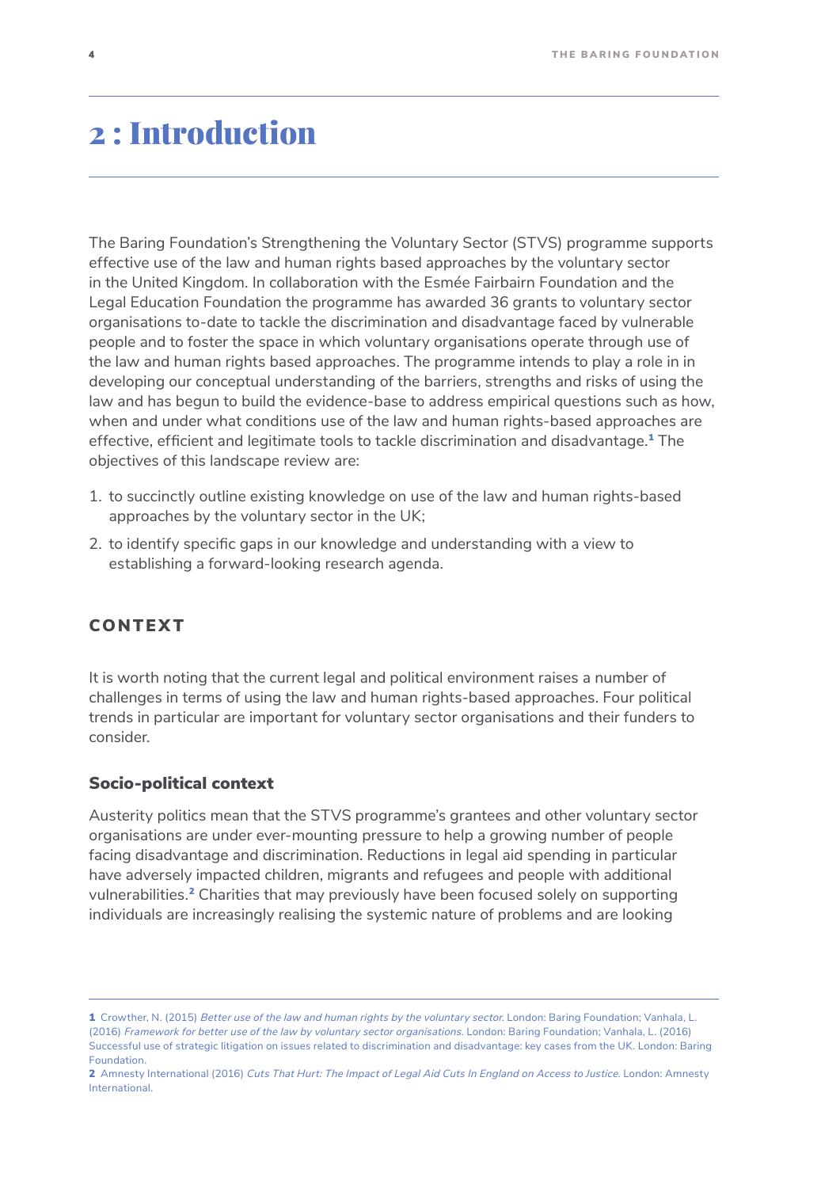# 2 : Introduction

The Baring Foundation's Strengthening the Voluntary Sector (STVS) programme supports effective use of the law and human rights based approaches by the voluntary sector in the United Kingdom. In collaboration with the Esmée Fairbairn Foundation and the Legal Education Foundation the programme has awarded 36 grants to voluntary sector organisations to-date to tackle the discrimination and disadvantage faced by vulnerable people and to foster the space in which voluntary organisations operate through use of the law and human rights based approaches. The programme intends to play a role in in developing our conceptual understanding of the barriers, strengths and risks of using the law and has begun to build the evidence-base to address empirical questions such as how, when and under what conditions use of the law and human rights-based approaches are effective, efficient and legitimate tools to tackle discrimination and disadvantage.[1] The objectives of this landscape review are:

1. to succinctly outline existing knowledge on use of the law and human rights-based approaches by the voluntary sector in the UK;
2. to identify specific gaps in our knowledge and understanding with a view to establishing a forward-looking research agenda.

## CONTEXT

It is worth noting that the current legal and political environment raises a number of challenges in terms of using the law and human rights-based approaches. Four political trends in particular are important for voluntary sector organisations and their funders to consider.

### Socio-political context

Austerity politics mean that the STVS programme's grantees and other voluntary sector organisations are under ever-mounting pressure to help a growing number of people facing disadvantage and discrimination. Reductions in legal aid spending in particular have adversely impacted children, migrants and refugees and people with additional vulnerabilities.[2] Charities that may previously have been focused solely on supporting individuals are increasingly realising the systemic nature of problems and are looking

---

1 Crowther, N. (2015) *Better use of the law and human rights by the voluntary sector.* London: Baring Foundation; Vanhala, L. (2016) *Framework for better use of the law by voluntary sector organisations.* London: Baring Foundation; Vanhala, L. (2016) Successful use of strategic litigation on issues related to discrimination and disadvantage: key cases from the UK. London: Baring Foundation.

2 Amnesty International (2016) *Cuts That Hurt: The Impact of Legal Aid Cuts In England on Access to Justice.* London: Amnesty International.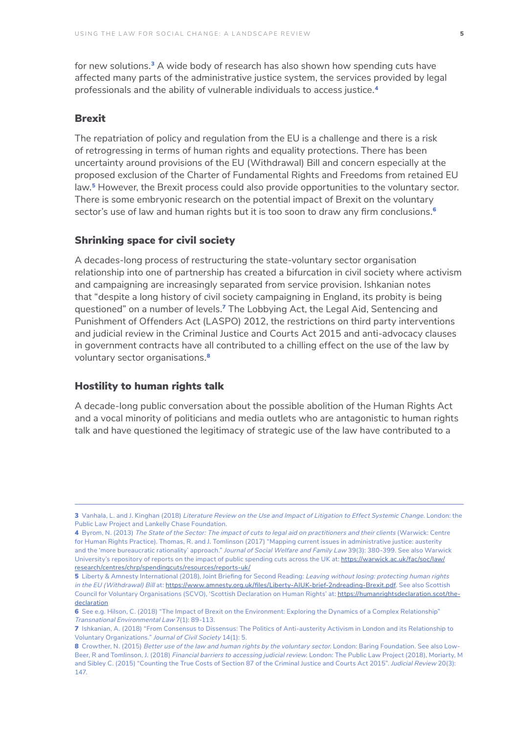for new solutions.[3] A wide body of research has also shown how spending cuts have affected many parts of the administrative justice system, the services provided by legal professionals and the ability of vulnerable individuals to access justice.[4]

### Brexit

The repatriation of policy and regulation from the EU is a challenge and there is a risk of retrogressing in terms of human rights and equality protections. There has been uncertainty around provisions of the EU (Withdrawal) Bill and concern especially at the proposed exclusion of the Charter of Fundamental Rights and Freedoms from retained EU law.[5] However, the Brexit process could also provide opportunities to the voluntary sector. There is some embryonic research on the potential impact of Brexit on the voluntary sector's use of law and human rights but it is too soon to draw any firm conclusions.[6]

### Shrinking space for civil society

A decades-long process of restructuring the state-voluntary sector organisation relationship into one of partnership has created a bifurcation in civil society where activism and campaigning are increasingly separated from service provision. Ishkanian notes that "despite a long history of civil society campaigning in England, its probity is being questioned" on a number of levels.[7] The Lobbying Act, the Legal Aid, Sentencing and Punishment of Offenders Act (LASPO) 2012, the restrictions on third party interventions and judicial review in the Criminal Justice and Courts Act 2015 and anti-advocacy clauses in government contracts have all contributed to a chilling effect on the use of the law by voluntary sector organisations.[8]

### Hostility to human rights talk

A decade-long public conversation about the possible abolition of the Human Rights Act and a vocal minority of politicians and media outlets who are antagonistic to human rights talk and have questioned the legitimacy of strategic use of the law have contributed to a

---

**3** Vanhala, L. and J. Kinghan (2018) *Literature Review on the Use and Impact of Litigation to Effect Systemic Change*. London: the Public Law Project and Lankelly Chase Foundation.

**4** Byrom, N. (2013) *The State of the Sector: The impact of cuts to legal aid on practitioners and their clients* (Warwick: Centre for Human Rights Practice). Thomas, R. and J. Tomlinson (2017) "Mapping current issues in administrative justice: austerity and the 'more bureaucratic rationality' approach." *Journal of Social Welfare and Family Law* 39(3): 380-399. See also Warwick University's repository of reports on the impact of public spending cuts across the UK at: https://warwick.ac.uk/fac/soc/law/research/centres/chrp/spendingcuts/resources/reports-uk/

**5** Liberty & Amnesty International (2018), Joint Briefing for Second Reading: *Leaving without losing: protecting human rights in the EU (Withdrawal) Bill* at: https://www.amnesty.org.uk/files/Liberty-AIUK-brief-2ndreading-Brexit.pdf. See also Scottish Council for Voluntary Organisations (SCVO), 'Scottish Declaration on Human Rights' at: https://humanrightsdeclaration.scot/the-declaration

**6** See e.g. Hilson, C. (2018) "The Impact of Brexit on the Environment: Exploring the Dynamics of a Complex Relationship" *Transnational Environmental Law* 7(1): 89-113.

**7** Ishkanian, A. (2018) "From Consensus to Dissensus: The Politics of Anti-austerity Activism in London and its Relationship to Voluntary Organizations." *Journal of Civil Society* 14(1): 5.

**8** Crowther, N. (2015) *Better use of the law and human rights by the voluntary sector*. London: Baring Foundation. See also Low-Beer, R and Tomlinson, J. (2018) *Financial barriers to accessing judicial review*. London: The Public Law Project (2018), Moriarty, M and Sibley C. (2015) "Counting the True Costs of Section 87 of the Criminal Justice and Courts Act 2015". *Judicial Review* 20(3): 147.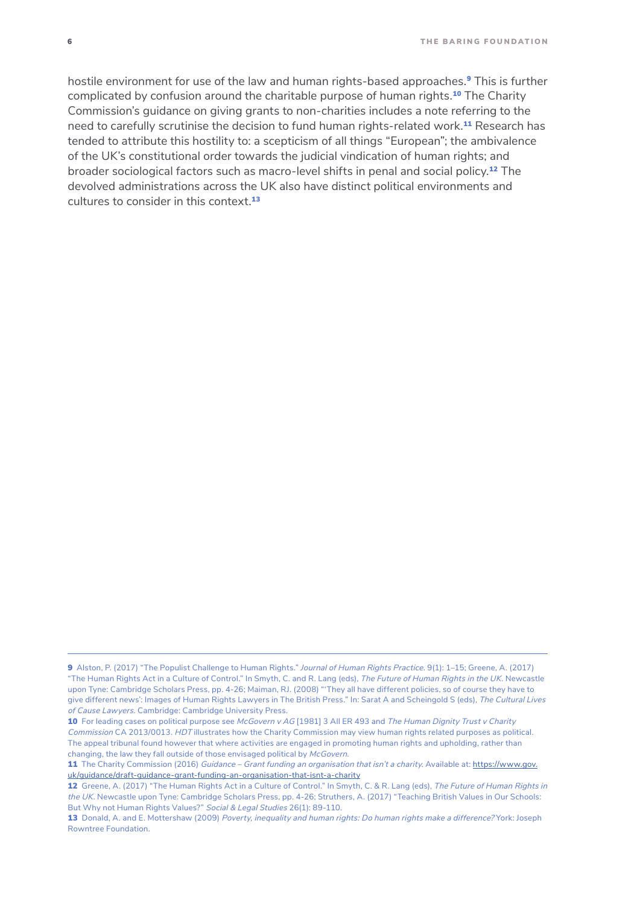hostile environment for use of the law and human rights-based approaches.[9] This is further complicated by confusion around the charitable purpose of human rights.[10] The Charity Commission's guidance on giving grants to non-charities includes a note referring to the need to carefully scrutinise the decision to fund human rights-related work.[11] Research has tended to attribute this hostility to: a scepticism of all things "European"; the ambivalence of the UK's constitutional order towards the judicial vindication of human rights; and broader sociological factors such as macro-level shifts in penal and social policy.[12] The devolved administrations across the UK also have distinct political environments and cultures to consider in this context.[13]

---

**9** Alston, P. (2017) "The Populist Challenge to Human Rights." *Journal of Human Rights Practice*. 9(1): 1–15; Greene, A. (2017) "The Human Rights Act in a Culture of Control." In Smyth, C. and R. Lang (eds), *The Future of Human Rights in the UK*. Newcastle upon Tyne: Cambridge Scholars Press, pp. 4-26; Maiman, RJ. (2008) "'They all have different policies, so of course they have to give different news': Images of Human Rights Lawyers in The British Press." In: Sarat A and Scheingold S (eds), *The Cultural Lives of Cause Lawyers*. Cambridge: Cambridge University Press.

**10** For leading cases on political purpose see *McGovern v AG* [1981] 3 All ER 493 and *The Human Dignity Trust v Charity Commission* CA 2013/0013. *HDT* illustrates how the Charity Commission may view human rights related purposes as political. The appeal tribunal found however that where activities are engaged in promoting human rights and upholding, rather than changing, the law they fall outside of those envisaged political by *McGovern*.

**11** The Charity Commission (2016) *Guidance – Grant funding an organisation that isn't a charity*. Available at: https://www.gov.uk/guidance/draft-guidance-grant-funding-an-organisation-that-isnt-a-charity

**12** Greene, A. (2017) "The Human Rights Act in a Culture of Control." In Smyth, C. & R. Lang (eds), *The Future of Human Rights in the UK*. Newcastle upon Tyne: Cambridge Scholars Press, pp. 4-26; Struthers, A. (2017) "Teaching British Values in Our Schools: But Why not Human Rights Values?" *Social & Legal Studies* 26(1): 89-110.

**13** Donald, A. and E. Mottershaw (2009) *Poverty, inequality and human rights: Do human rights make a difference?* York: Joseph Rowntree Foundation.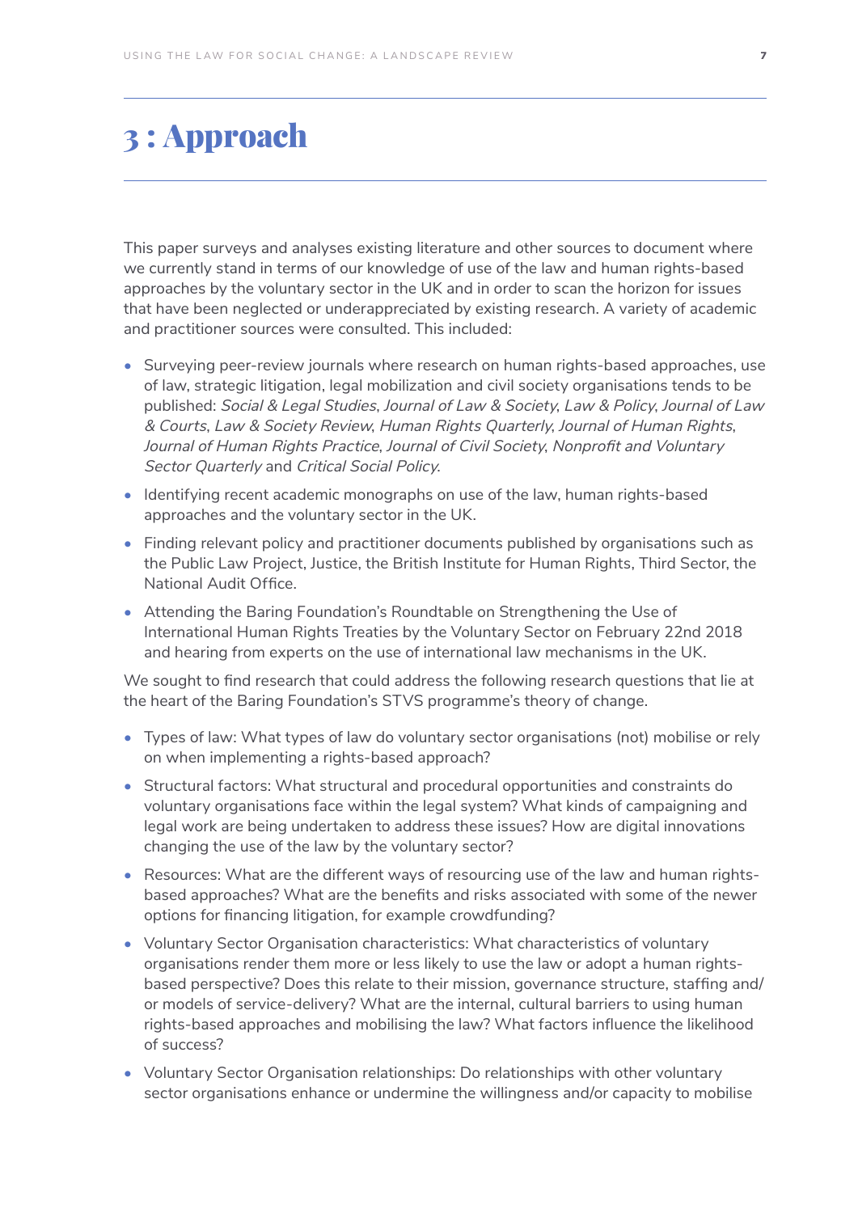# 3 : Approach

This paper surveys and analyses existing literature and other sources to document where we currently stand in terms of our knowledge of use of the law and human rights-based approaches by the voluntary sector in the UK and in order to scan the horizon for issues that have been neglected or underappreciated by existing research. A variety of academic and practitioner sources were consulted. This included:

- Surveying peer-review journals where research on human rights-based approaches, use of law, strategic litigation, legal mobilization and civil society organisations tends to be published: *Social & Legal Studies*, *Journal of Law & Society*, *Law & Policy*, *Journal of Law & Courts*, *Law & Society Review*, *Human Rights Quarterly*, *Journal of Human Rights*, *Journal of Human Rights Practice*, *Journal of Civil Society*, *Nonprofit and Voluntary Sector Quarterly* and *Critical Social Policy*.
- Identifying recent academic monographs on use of the law, human rights-based approaches and the voluntary sector in the UK.
- Finding relevant policy and practitioner documents published by organisations such as the Public Law Project, Justice, the British Institute for Human Rights, Third Sector, the National Audit Office.
- Attending the Baring Foundation's Roundtable on Strengthening the Use of International Human Rights Treaties by the Voluntary Sector on February 22nd 2018 and hearing from experts on the use of international law mechanisms in the UK.

We sought to find research that could address the following research questions that lie at the heart of the Baring Foundation's STVS programme's theory of change.

- Types of law: What types of law do voluntary sector organisations (not) mobilise or rely on when implementing a rights-based approach?
- Structural factors: What structural and procedural opportunities and constraints do voluntary organisations face within the legal system? What kinds of campaigning and legal work are being undertaken to address these issues? How are digital innovations changing the use of the law by the voluntary sector?
- Resources: What are the different ways of resourcing use of the law and human rights-based approaches? What are the benefits and risks associated with some of the newer options for financing litigation, for example crowdfunding?
- Voluntary Sector Organisation characteristics: What characteristics of voluntary organisations render them more or less likely to use the law or adopt a human rights-based perspective? Does this relate to their mission, governance structure, staffing and/or models of service-delivery? What are the internal, cultural barriers to using human rights-based approaches and mobilising the law? What factors influence the likelihood of success?
- Voluntary Sector Organisation relationships: Do relationships with other voluntary sector organisations enhance or undermine the willingness and/or capacity to mobilise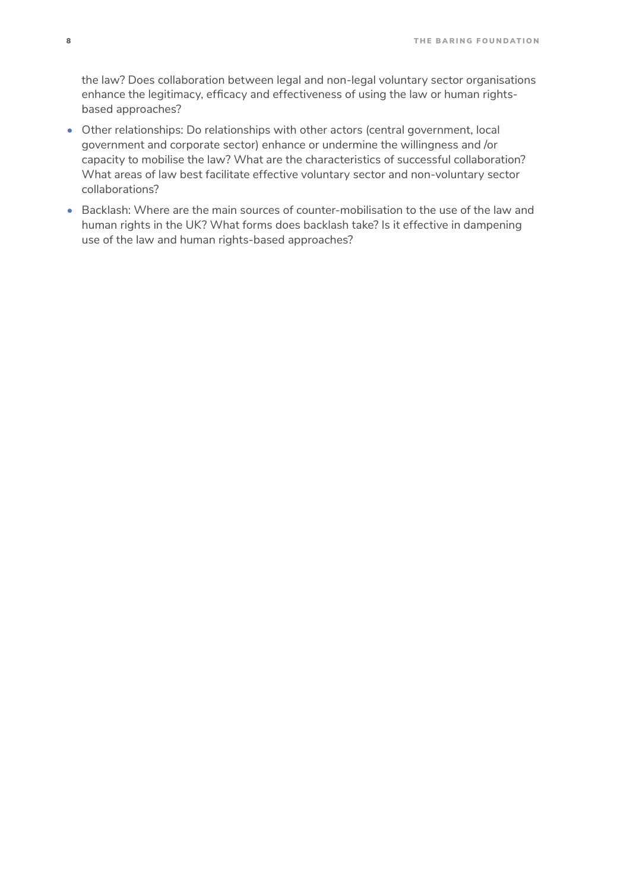the law? Does collaboration between legal and non-legal voluntary sector organisations enhance the legitimacy, efficacy and effectiveness of using the law or human rights-based approaches?

- Other relationships: Do relationships with other actors (central government, local government and corporate sector) enhance or undermine the willingness and /or capacity to mobilise the law? What are the characteristics of successful collaboration? What areas of law best facilitate effective voluntary sector and non-voluntary sector collaborations?
- Backlash: Where are the main sources of counter-mobilisation to the use of the law and human rights in the UK? What forms does backlash take? Is it effective in dampening use of the law and human rights-based approaches?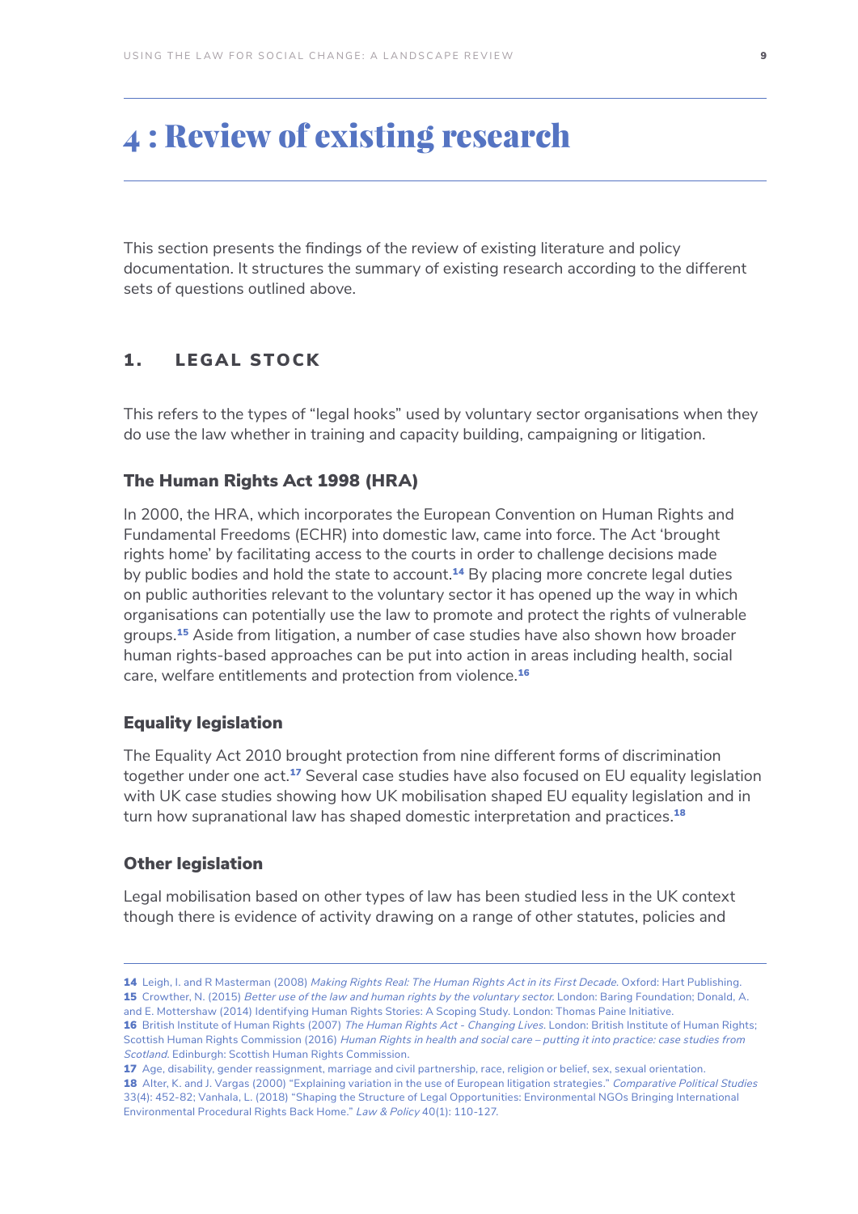# 4 : Review of existing research

This section presents the findings of the review of existing literature and policy documentation. It structures the summary of existing research according to the different sets of questions outlined above.

## 1. LEGAL STOCK

This refers to the types of "legal hooks" used by voluntary sector organisations when they do use the law whether in training and capacity building, campaigning or litigation.

### The Human Rights Act 1998 (HRA)

In 2000, the HRA, which incorporates the European Convention on Human Rights and Fundamental Freedoms (ECHR) into domestic law, came into force. The Act 'brought rights home' by facilitating access to the courts in order to challenge decisions made by public bodies and hold the state to account.[14] By placing more concrete legal duties on public authorities relevant to the voluntary sector it has opened up the way in which organisations can potentially use the law to promote and protect the rights of vulnerable groups.[15] Aside from litigation, a number of case studies have also shown how broader human rights-based approaches can be put into action in areas including health, social care, welfare entitlements and protection from violence.[16]

### Equality legislation

The Equality Act 2010 brought protection from nine different forms of discrimination together under one act.[17] Several case studies have also focused on EU equality legislation with UK case studies showing how UK mobilisation shaped EU equality legislation and in turn how supranational law has shaped domestic interpretation and practices.[18]

### Other legislation

Legal mobilisation based on other types of law has been studied less in the UK context though there is evidence of activity drawing on a range of other statutes, policies and

---

**14** Leigh, I. and R Masterman (2008) *Making Rights Real: The Human Rights Act in its First Decade*. Oxford: Hart Publishing.

**15** Crowther, N. (2015) *Better use of the law and human rights by the voluntary sector*. London: Baring Foundation; Donald, A. and E. Mottershaw (2014) Identifying Human Rights Stories: A Scoping Study. London: Thomas Paine Initiative.

**16** British Institute of Human Rights (2007) *The Human Rights Act - Changing Lives*. London: British Institute of Human Rights; Scottish Human Rights Commission (2016) *Human Rights in health and social care – putting it into practice: case studies from Scotland*. Edinburgh: Scottish Human Rights Commission.

**17** Age, disability, gender reassignment, marriage and civil partnership, race, religion or belief, sex, sexual orientation.

**18** Alter, K. and J. Vargas (2000) "Explaining variation in the use of European litigation strategies." *Comparative Political Studies* 33(4): 452-82; Vanhala, L. (2018) "Shaping the Structure of Legal Opportunities: Environmental NGOs Bringing International Environmental Procedural Rights Back Home." *Law & Policy* 40(1): 110-127.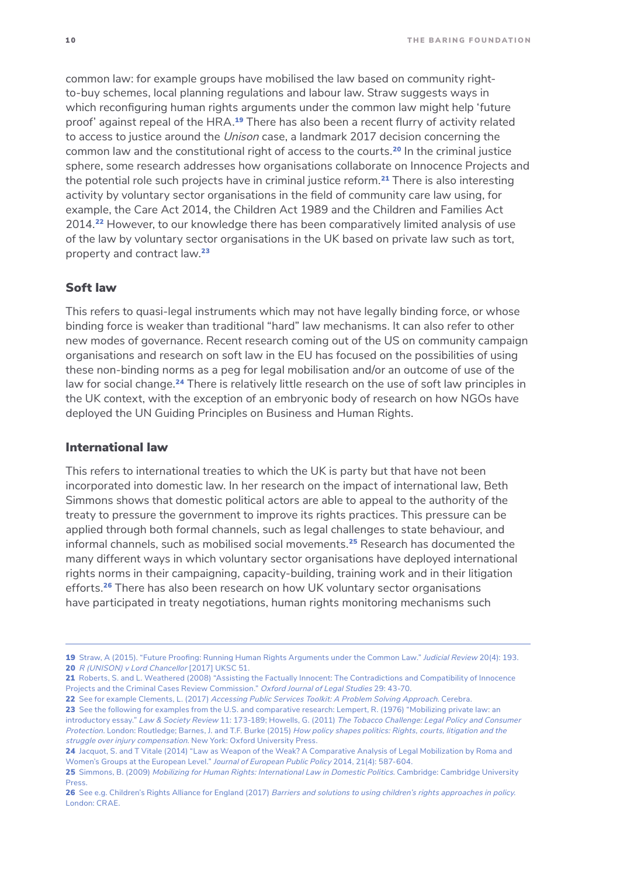common law: for example groups have mobilised the law based on community right-to-buy schemes, local planning regulations and labour law. Straw suggests ways in which reconfiguring human rights arguments under the common law might help 'future proof' against repeal of the HRA.[19] There has also been a recent flurry of activity related to access to justice around the *Unison* case, a landmark 2017 decision concerning the common law and the constitutional right of access to the courts.[20] In the criminal justice sphere, some research addresses how organisations collaborate on Innocence Projects and the potential role such projects have in criminal justice reform.[21] There is also interesting activity by voluntary sector organisations in the field of community care law using, for example, the Care Act 2014, the Children Act 1989 and the Children and Families Act 2014.[22] However, to our knowledge there has been comparatively limited analysis of use of the law by voluntary sector organisations in the UK based on private law such as tort, property and contract law.[23]

## Soft law

This refers to quasi-legal instruments which may not have legally binding force, or whose binding force is weaker than traditional "hard" law mechanisms. It can also refer to other new modes of governance. Recent research coming out of the US on community campaign organisations and research on soft law in the EU has focused on the possibilities of using these non-binding norms as a peg for legal mobilisation and/or an outcome of use of the law for social change.[24] There is relatively little research on the use of soft law principles in the UK context, with the exception of an embryonic body of research on how NGOs have deployed the UN Guiding Principles on Business and Human Rights.

## International law

This refers to international treaties to which the UK is party but that have not been incorporated into domestic law. In her research on the impact of international law, Beth Simmons shows that domestic political actors are able to appeal to the authority of the treaty to pressure the government to improve its rights practices. This pressure can be applied through both formal channels, such as legal challenges to state behaviour, and informal channels, such as mobilised social movements.[25] Research has documented the many different ways in which voluntary sector organisations have deployed international rights norms in their campaigning, capacity-building, training work and in their litigation efforts.[26] There has also been research on how UK voluntary sector organisations have participated in treaty negotiations, human rights monitoring mechanisms such

---

19 Straw, A (2015). "Future Proofing: Running Human Rights Arguments under the Common Law." *Judicial Review* 20(4): 193.

20 *R (UNISON) v Lord Chancellor* [2017] UKSC 51.

21 Roberts, S. and L. Weathered (2008) "Assisting the Factually Innocent: The Contradictions and Compatibility of Innocence Projects and the Criminal Cases Review Commission." *Oxford Journal of Legal Studies* 29: 43-70.

22 See for example Clements, L. (2017) *Accessing Public Services Toolkit: A Problem Solving Approach*. Cerebra.

23 See the following for examples from the U.S. and comparative research: Lempert, R. (1976) "Mobilizing private law: an introductory essay." *Law & Society Review* 11: 173-189; Howells, G. (2011) *The Tobacco Challenge: Legal Policy and Consumer Protection*. London: Routledge; Barnes, J. and T.F. Burke (2015) *How policy shapes politics: Rights, courts, litigation and the struggle over injury compensation*. New York: Oxford University Press.

24 Jacquot, S. and T Vitale (2014) "Law as Weapon of the Weak? A Comparative Analysis of Legal Mobilization by Roma and Women's Groups at the European Level." *Journal of European Public Policy* 2014, 21(4): 587-604.

25 Simmons, B. (2009) *Mobilizing for Human Rights: International Law in Domestic Politics*. Cambridge: Cambridge University Press.

26 See e.g. Children's Rights Alliance for England (2017) *Barriers and solutions to using children's rights approaches in policy*. London: CRAE.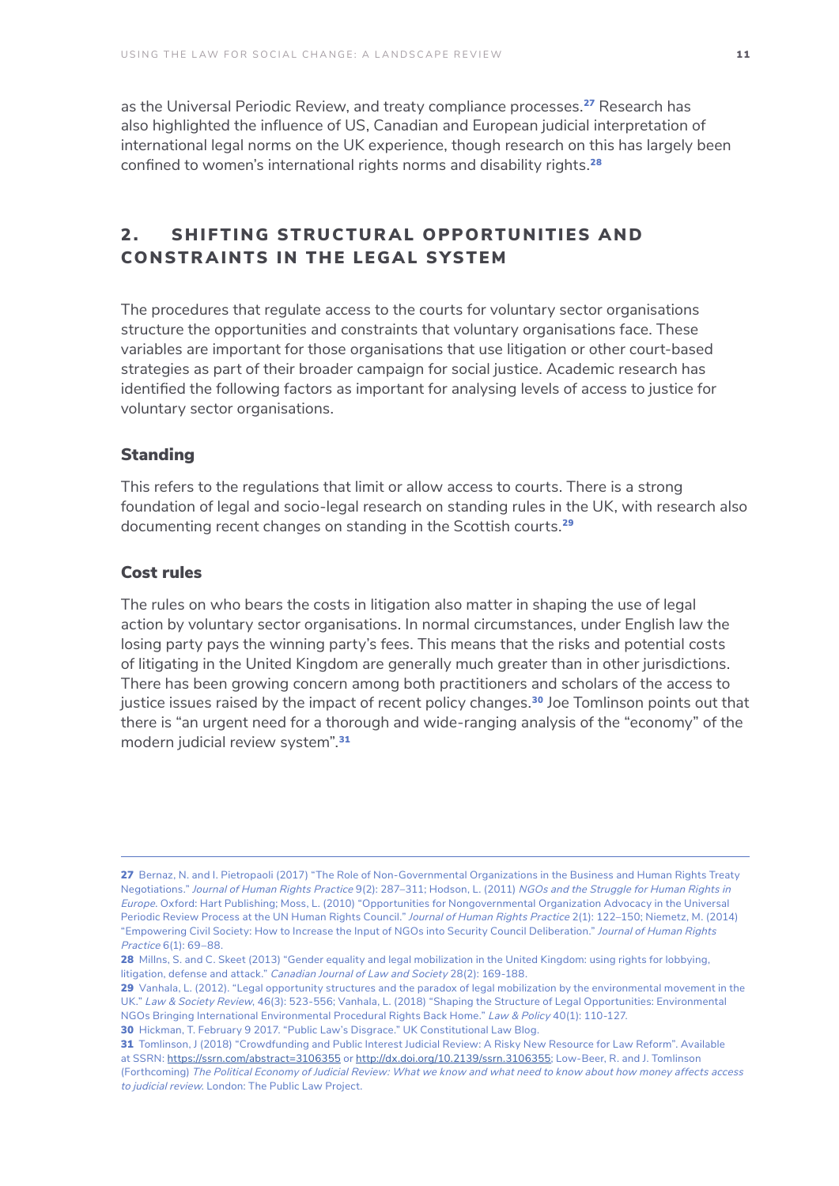as the Universal Periodic Review, and treaty compliance processes.[27] Research has also highlighted the influence of US, Canadian and European judicial interpretation of international legal norms on the UK experience, though research on this has largely been confined to women's international rights norms and disability rights.[28]

## 2. SHIFTING STRUCTURAL OPPORTUNITIES AND CONSTRAINTS IN THE LEGAL SYSTEM

The procedures that regulate access to the courts for voluntary sector organisations structure the opportunities and constraints that voluntary organisations face. These variables are important for those organisations that use litigation or other court-based strategies as part of their broader campaign for social justice. Academic research has identified the following factors as important for analysing levels of access to justice for voluntary sector organisations.

### Standing

This refers to the regulations that limit or allow access to courts. There is a strong foundation of legal and socio-legal research on standing rules in the UK, with research also documenting recent changes on standing in the Scottish courts.[29]

### Cost rules

The rules on who bears the costs in litigation also matter in shaping the use of legal action by voluntary sector organisations. In normal circumstances, under English law the losing party pays the winning party's fees. This means that the risks and potential costs of litigating in the United Kingdom are generally much greater than in other jurisdictions. There has been growing concern among both practitioners and scholars of the access to justice issues raised by the impact of recent policy changes.[30] Joe Tomlinson points out that there is "an urgent need for a thorough and wide-ranging analysis of the "economy" of the modern judicial review system".[31]

---

27 Bernaz, N. and I. Pietropaoli (2017) "The Role of Non-Governmental Organizations in the Business and Human Rights Treaty Negotiations." *Journal of Human Rights Practice* 9(2): 287–311; Hodson, L. (2011) *NGOs and the Struggle for Human Rights in Europe*. Oxford: Hart Publishing; Moss, L. (2010) "Opportunities for Nongovernmental Organization Advocacy in the Universal Periodic Review Process at the UN Human Rights Council." *Journal of Human Rights Practice* 2(1): 122–150; Niemetz, M. (2014) "Empowering Civil Society: How to Increase the Input of NGOs into Security Council Deliberation." *Journal of Human Rights Practice* 6(1): 69–88.

28 Millns, S. and C. Skeet (2013) "Gender equality and legal mobilization in the United Kingdom: using rights for lobbying, litigation, defense and attack." *Canadian Journal of Law and Society* 28(2): 169-188.

29 Vanhala, L. (2012). "Legal opportunity structures and the paradox of legal mobilization by the environmental movement in the UK." *Law & Society Review*, 46(3): 523-556; Vanhala, L. (2018) "Shaping the Structure of Legal Opportunities: Environmental NGOs Bringing International Environmental Procedural Rights Back Home." *Law & Policy* 40(1): 110-127.

30 Hickman, T. February 9 2017. "Public Law's Disgrace." UK Constitutional Law Blog.

31 Tomlinson, J (2018) "Crowdfunding and Public Interest Judicial Review: A Risky New Resource for Law Reform". Available at SSRN: https://ssrn.com/abstract=3106355 or http://dx.doi.org/10.2139/ssrn.3106355; Low-Beer, R. and J. Tomlinson (Forthcoming) *The Political Economy of Judicial Review: What we know and what need to know about how money affects access to judicial review*. London: The Public Law Project.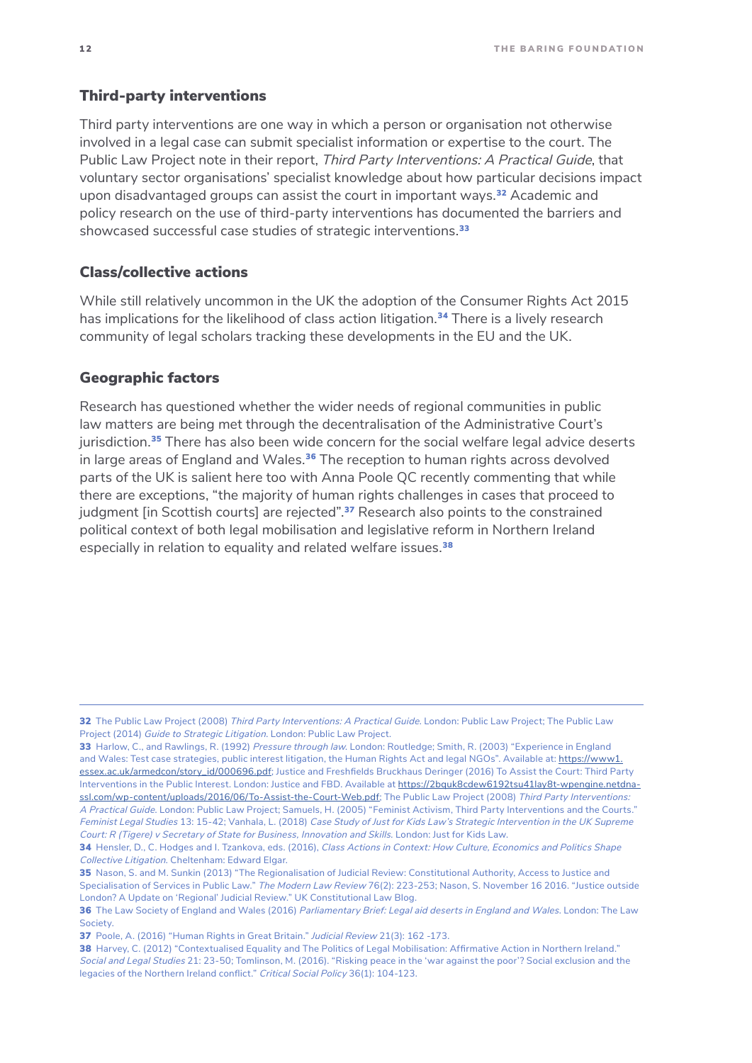### Third-party interventions

Third party interventions are one way in which a person or organisation not otherwise involved in a legal case can submit specialist information or expertise to the court. The Public Law Project note in their report, *Third Party Interventions: A Practical Guide*, that voluntary sector organisations' specialist knowledge about how particular decisions impact upon disadvantaged groups can assist the court in important ways.[32] Academic and policy research on the use of third-party interventions has documented the barriers and showcased successful case studies of strategic interventions.[33]

### Class/collective actions

While still relatively uncommon in the UK the adoption of the Consumer Rights Act 2015 has implications for the likelihood of class action litigation.[34] There is a lively research community of legal scholars tracking these developments in the EU and the UK.

### Geographic factors

Research has questioned whether the wider needs of regional communities in public law matters are being met through the decentralisation of the Administrative Court's jurisdiction.[35] There has also been wide concern for the social welfare legal advice deserts in large areas of England and Wales.[36] The reception to human rights across devolved parts of the UK is salient here too with Anna Poole QC recently commenting that while there are exceptions, "the majority of human rights challenges in cases that proceed to judgment [in Scottish courts] are rejected".[37] Research also points to the constrained political context of both legal mobilisation and legislative reform in Northern Ireland especially in relation to equality and related welfare issues.[38]

---

**32** The Public Law Project (2008) *Third Party Interventions: A Practical Guide*. London: Public Law Project; The Public Law Project (2014) *Guide to Strategic Litigation*. London: Public Law Project.

**33** Harlow, C., and Rawlings, R. (1992) *Pressure through law*. London: Routledge; Smith, R. (2003) "Experience in England and Wales: Test case strategies, public interest litigation, the Human Rights Act and legal NGOs". Available at: https://www1.essex.ac.uk/armedcon/story_id/000696.pdf; Justice and Freshfields Bruckhaus Deringer (2016) To Assist the Court: Third Party Interventions in the Public Interest. London: Justice and FBD. Available at https://2bquk8cdew6192tsu41lay8t-wpengine.netdna-ssl.com/wp-content/uploads/2016/06/To-Assist-the-Court-Web.pdf; The Public Law Project (2008) *Third Party Interventions: A Practical Guide*. London: Public Law Project; Samuels, H. (2005) "Feminist Activism, Third Party Interventions and the Courts." *Feminist Legal Studies* 13: 15-42; Vanhala, L. (2018) *Case Study of Just for Kids Law's Strategic Intervention in the UK Supreme Court: R (Tigere) v Secretary of State for Business, Innovation and Skills*. London: Just for Kids Law.

**34** Hensler, D., C. Hodges and I. Tzankova, eds. (2016), *Class Actions in Context: How Culture, Economics and Politics Shape Collective Litigation*. Cheltenham: Edward Elgar.

**35** Nason, S. and M. Sunkin (2013) "The Regionalisation of Judicial Review: Constitutional Authority, Access to Justice and Specialisation of Services in Public Law." *The Modern Law Review* 76(2): 223-253; Nason, S. November 16 2016. "Justice outside London? A Update on 'Regional' Judicial Review." UK Constitutional Law Blog.

**36** The Law Society of England and Wales (2016) *Parliamentary Brief: Legal aid deserts in England and Wales*. London: The Law Society.

**37** Poole, A. (2016) "Human Rights in Great Britain." *Judicial Review* 21(3): 162 -173.

**38** Harvey, C. (2012) "Contextualised Equality and The Politics of Legal Mobilisation: Affirmative Action in Northern Ireland." *Social and Legal Studies* 21: 23-50; Tomlinson, M. (2016). "Risking peace in the 'war against the poor'? Social exclusion and the legacies of the Northern Ireland conflict." *Critical Social Policy* 36(1): 104-123.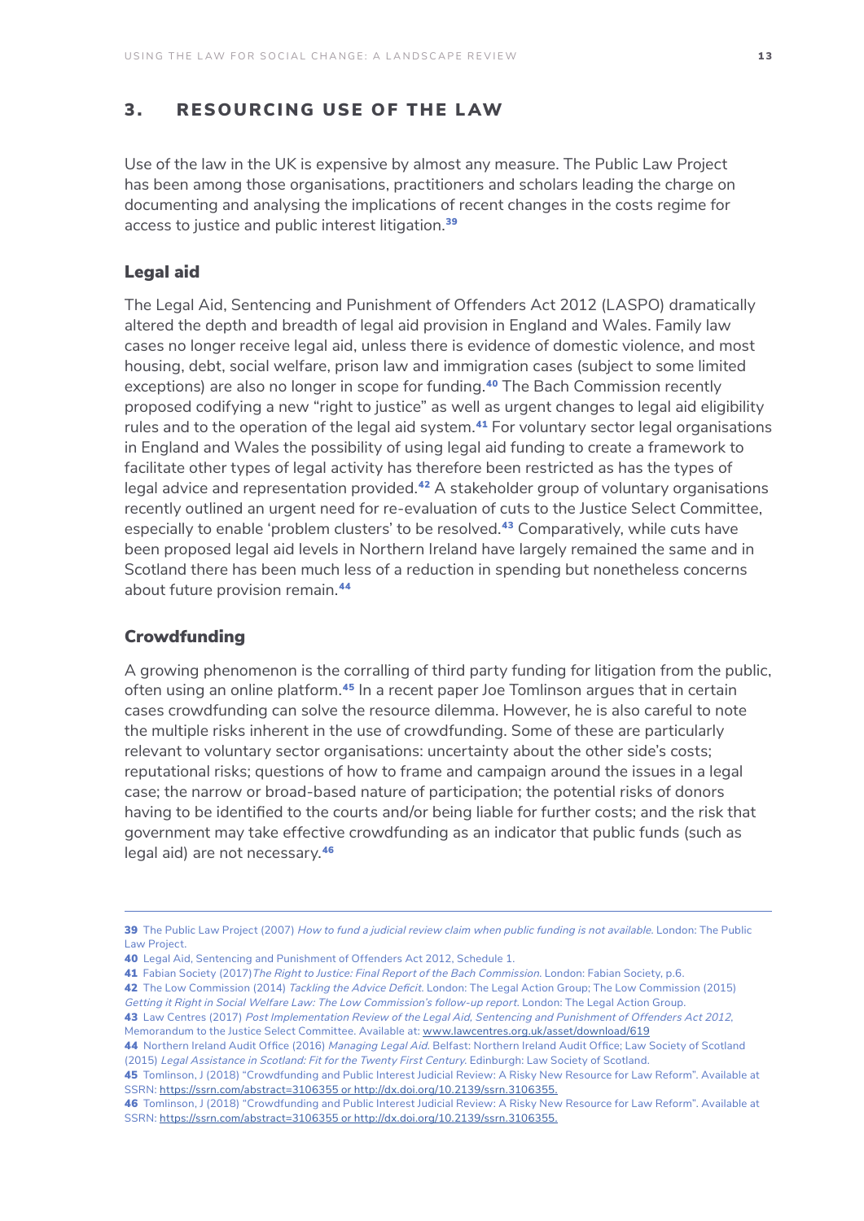## 3. RESOURCING USE OF THE LAW

Use of the law in the UK is expensive by almost any measure. The Public Law Project has been among those organisations, practitioners and scholars leading the charge on documenting and analysing the implications of recent changes in the costs regime for access to justice and public interest litigation.[39]

### Legal aid

The Legal Aid, Sentencing and Punishment of Offenders Act 2012 (LASPO) dramatically altered the depth and breadth of legal aid provision in England and Wales. Family law cases no longer receive legal aid, unless there is evidence of domestic violence, and most housing, debt, social welfare, prison law and immigration cases (subject to some limited exceptions) are also no longer in scope for funding.[40] The Bach Commission recently proposed codifying a new "right to justice" as well as urgent changes to legal aid eligibility rules and to the operation of the legal aid system.[41] For voluntary sector legal organisations in England and Wales the possibility of using legal aid funding to create a framework to facilitate other types of legal activity has therefore been restricted as has the types of legal advice and representation provided.[42] A stakeholder group of voluntary organisations recently outlined an urgent need for re-evaluation of cuts to the Justice Select Committee, especially to enable 'problem clusters' to be resolved.[43] Comparatively, while cuts have been proposed legal aid levels in Northern Ireland have largely remained the same and in Scotland there has been much less of a reduction in spending but nonetheless concerns about future provision remain.[44]

### Crowdfunding

A growing phenomenon is the corralling of third party funding for litigation from the public, often using an online platform.[45] In a recent paper Joe Tomlinson argues that in certain cases crowdfunding can solve the resource dilemma. However, he is also careful to note the multiple risks inherent in the use of crowdfunding. Some of these are particularly relevant to voluntary sector organisations: uncertainty about the other side's costs; reputational risks; questions of how to frame and campaign around the issues in a legal case; the narrow or broad-based nature of participation; the potential risks of donors having to be identified to the courts and/or being liable for further costs; and the risk that government may take effective crowdfunding as an indicator that public funds (such as legal aid) are not necessary.[46]

---

39 The Public Law Project (2007) *How to fund a judicial review claim when public funding is not available.* London: The Public Law Project.

40 Legal Aid, Sentencing and Punishment of Offenders Act 2012, Schedule 1.

41 Fabian Society (2017) *The Right to Justice: Final Report of the Bach Commission.* London: Fabian Society, p.6.

42 The Low Commission (2014) *Tackling the Advice Deficit.* London: The Legal Action Group; The Low Commission (2015) *Getting it Right in Social Welfare Law: The Low Commission's follow-up report.* London: The Legal Action Group.

43 Law Centres (2017) *Post Implementation Review of the Legal Aid, Sentencing and Punishment of Offenders Act 2012,* Memorandum to the Justice Select Committee. Available at: www.lawcentres.org.uk/asset/download/619

44 Northern Ireland Audit Office (2016) *Managing Legal Aid.* Belfast: Northern Ireland Audit Office; Law Society of Scotland (2015) *Legal Assistance in Scotland: Fit for the Twenty First Century.* Edinburgh: Law Society of Scotland.

45 Tomlinson, J (2018) "Crowdfunding and Public Interest Judicial Review: A Risky New Resource for Law Reform". Available at SSRN: https://ssrn.com/abstract=3106355 or http://dx.doi.org/10.2139/ssrn.3106355.

46 Tomlinson, J (2018) "Crowdfunding and Public Interest Judicial Review: A Risky New Resource for Law Reform". Available at SSRN: https://ssrn.com/abstract=3106355 or http://dx.doi.org/10.2139/ssrn.3106355.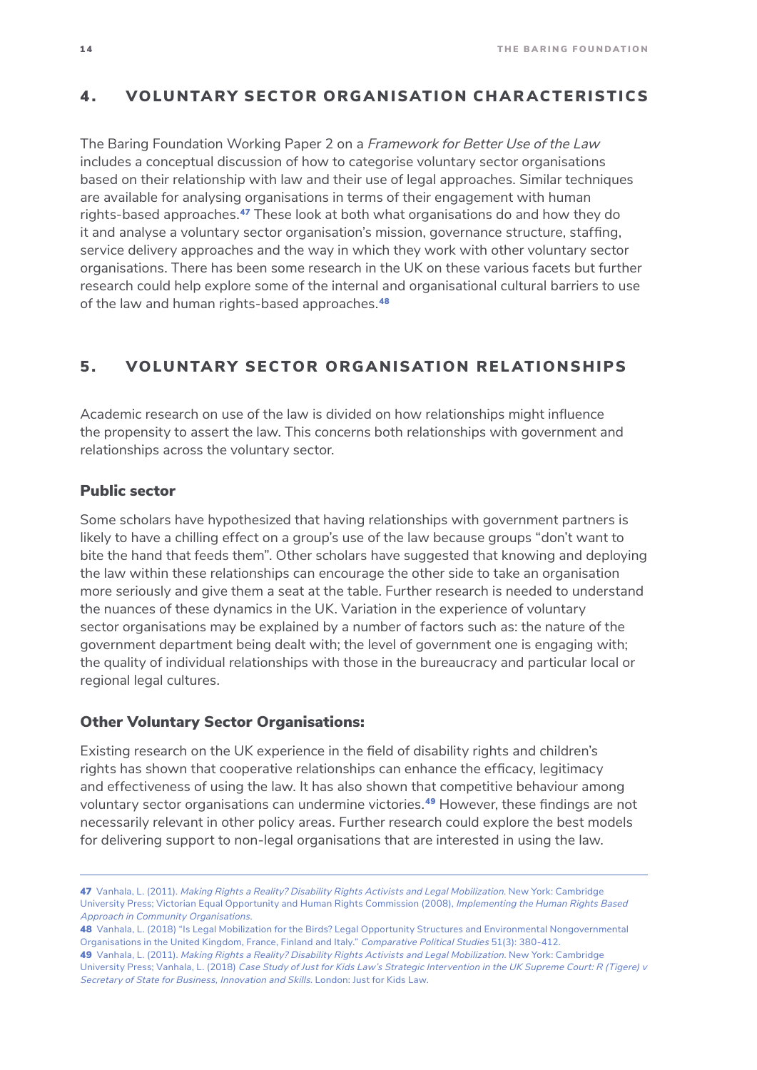## 4. VOLUNTARY SECTOR ORGANISATION CHARACTERISTICS

The Baring Foundation Working Paper 2 on a *Framework for Better Use of the Law* includes a conceptual discussion of how to categorise voluntary sector organisations based on their relationship with law and their use of legal approaches. Similar techniques are available for analysing organisations in terms of their engagement with human rights-based approaches.[47] These look at both what organisations do and how they do it and analyse a voluntary sector organisation's mission, governance structure, staffing, service delivery approaches and the way in which they work with other voluntary sector organisations. There has been some research in the UK on these various facets but further research could help explore some of the internal and organisational cultural barriers to use of the law and human rights-based approaches.[48]

## 5. VOLUNTARY SECTOR ORGANISATION RELATIONSHIPS

Academic research on use of the law is divided on how relationships might influence the propensity to assert the law. This concerns both relationships with government and relationships across the voluntary sector.

### Public sector

Some scholars have hypothesized that having relationships with government partners is likely to have a chilling effect on a group's use of the law because groups "don't want to bite the hand that feeds them". Other scholars have suggested that knowing and deploying the law within these relationships can encourage the other side to take an organisation more seriously and give them a seat at the table. Further research is needed to understand the nuances of these dynamics in the UK. Variation in the experience of voluntary sector organisations may be explained by a number of factors such as: the nature of the government department being dealt with; the level of government one is engaging with; the quality of individual relationships with those in the bureaucracy and particular local or regional legal cultures.

### Other Voluntary Sector Organisations:

Existing research on the UK experience in the field of disability rights and children's rights has shown that cooperative relationships can enhance the efficacy, legitimacy and effectiveness of using the law. It has also shown that competitive behaviour among voluntary sector organisations can undermine victories.[49] However, these findings are not necessarily relevant in other policy areas. Further research could explore the best models for delivering support to non-legal organisations that are interested in using the law.

---

47 Vanhala, L. (2011). *Making Rights a Reality? Disability Rights Activists and Legal Mobilization.* New York: Cambridge University Press; Victorian Equal Opportunity and Human Rights Commission (2008), *Implementing the Human Rights Based Approach in Community Organisations.*

48 Vanhala, L. (2018) "Is Legal Mobilization for the Birds? Legal Opportunity Structures and Environmental Nongovernmental Organisations in the United Kingdom, France, Finland and Italy." *Comparative Political Studies* 51(3): 380-412.

49 Vanhala, L. (2011). *Making Rights a Reality? Disability Rights Activists and Legal Mobilization.* New York: Cambridge University Press; Vanhala, L. (2018) *Case Study of Just for Kids Law's Strategic Intervention in the UK Supreme Court: R (Tigere) v Secretary of State for Business, Innovation and Skills.* London: Just for Kids Law.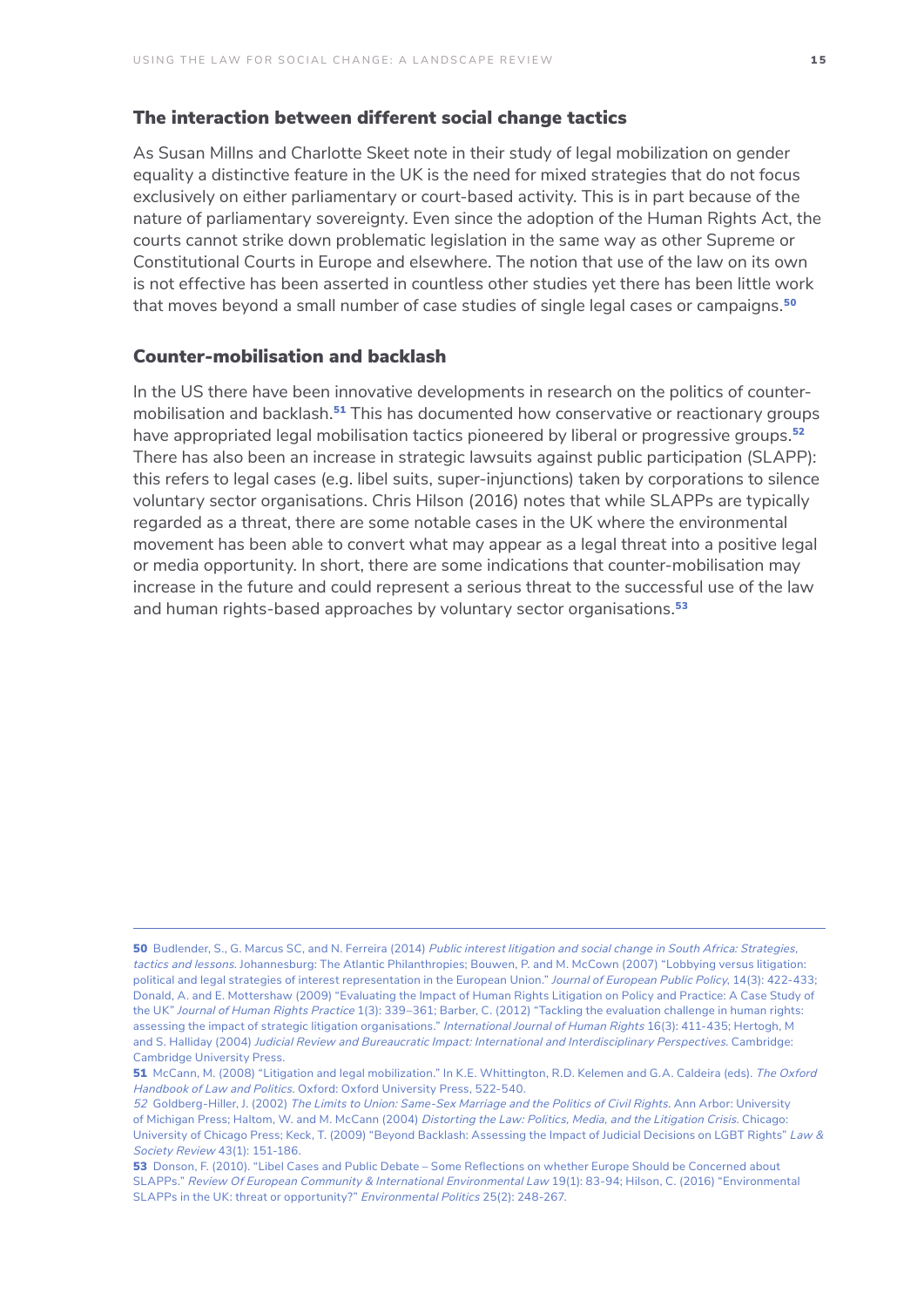## The interaction between different social change tactics

As Susan Millns and Charlotte Skeet note in their study of legal mobilization on gender equality a distinctive feature in the UK is the need for mixed strategies that do not focus exclusively on either parliamentary or court-based activity. This is in part because of the nature of parliamentary sovereignty. Even since the adoption of the Human Rights Act, the courts cannot strike down problematic legislation in the same way as other Supreme or Constitutional Courts in Europe and elsewhere. The notion that use of the law on its own is not effective has been asserted in countless other studies yet there has been little work that moves beyond a small number of case studies of single legal cases or campaigns.[50]

## Counter-mobilisation and backlash

In the US there have been innovative developments in research on the politics of counter-mobilisation and backlash.[51] This has documented how conservative or reactionary groups have appropriated legal mobilisation tactics pioneered by liberal or progressive groups.[52] There has also been an increase in strategic lawsuits against public participation (SLAPP): this refers to legal cases (e.g. libel suits, super-injunctions) taken by corporations to silence voluntary sector organisations. Chris Hilson (2016) notes that while SLAPPs are typically regarded as a threat, there are some notable cases in the UK where the environmental movement has been able to convert what may appear as a legal threat into a positive legal or media opportunity. In short, there are some indications that counter-mobilisation may increase in the future and could represent a serious threat to the successful use of the law and human rights-based approaches by voluntary sector organisations.[53]

---

**50** Budlender, S., G. Marcus SC, and N. Ferreira (2014) *Public interest litigation and social change in South Africa: Strategies, tactics and lessons.* Johannesburg: The Atlantic Philanthropies; Bouwen, P. and M. McCown (2007) "Lobbying versus litigation: political and legal strategies of interest representation in the European Union." *Journal of European Public Policy*, 14(3): 422-433; Donald, A. and E. Mottershaw (2009) "Evaluating the Impact of Human Rights Litigation on Policy and Practice: A Case Study of the UK" *Journal of Human Rights Practice* 1(3): 339–361; Barber, C. (2012) "Tackling the evaluation challenge in human rights: assessing the impact of strategic litigation organisations." *International Journal of Human Rights* 16(3): 411-435; Hertogh, M and S. Halliday (2004) *Judicial Review and Bureaucratic Impact: International and Interdisciplinary Perspectives.* Cambridge: Cambridge University Press.

**51** McCann, M. (2008) "Litigation and legal mobilization." In K.E. Whittington, R.D. Kelemen and G.A. Caldeira (eds). *The Oxford Handbook of Law and Politics.* Oxford: Oxford University Press, 522-540.

*52* Goldberg-Hiller, J. (2002) *The Limits to Union: Same-Sex Marriage and the Politics of Civil Rights.* Ann Arbor: University of Michigan Press; Haltom, W. and M. McCann (2004) *Distorting the Law: Politics, Media, and the Litigation Crisis.* Chicago: University of Chicago Press; Keck, T. (2009) "Beyond Backlash: Assessing the Impact of Judicial Decisions on LGBT Rights" *Law & Society Review* 43(1): 151-186.

**53** Donson, F. (2010). "Libel Cases and Public Debate – Some Reflections on whether Europe Should be Concerned about SLAPPs." *Review Of European Community & International Environmental Law* 19(1): 83-94; Hilson, C. (2016) "Environmental SLAPPs in the UK: threat or opportunity?" *Environmental Politics* 25(2): 248-267.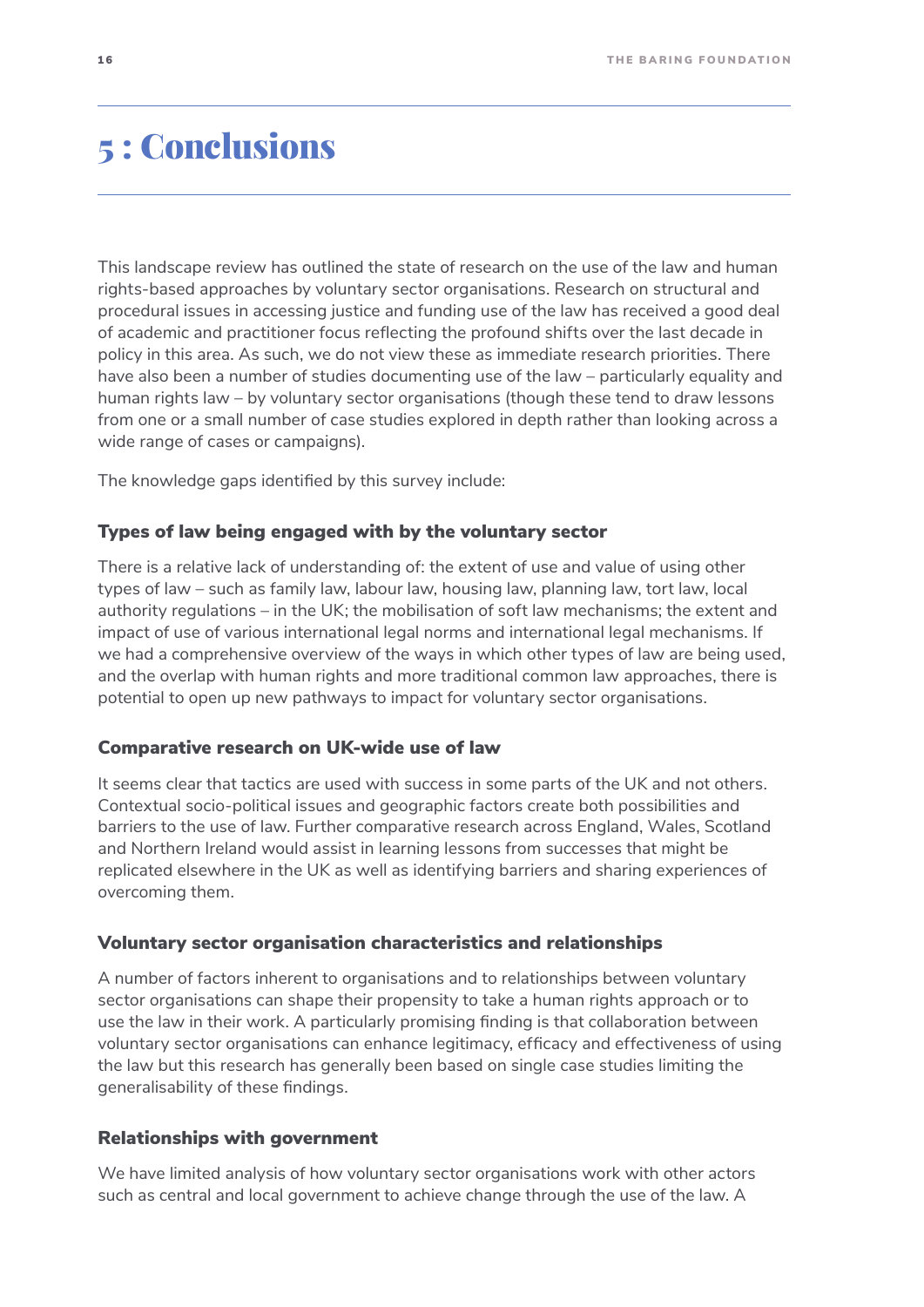# 5 : Conclusions

This landscape review has outlined the state of research on the use of the law and human rights-based approaches by voluntary sector organisations. Research on structural and procedural issues in accessing justice and funding use of the law has received a good deal of academic and practitioner focus reflecting the profound shifts over the last decade in policy in this area. As such, we do not view these as immediate research priorities. There have also been a number of studies documenting use of the law – particularly equality and human rights law – by voluntary sector organisations (though these tend to draw lessons from one or a small number of case studies explored in depth rather than looking across a wide range of cases or campaigns).

The knowledge gaps identified by this survey include:

### Types of law being engaged with by the voluntary sector

There is a relative lack of understanding of: the extent of use and value of using other types of law – such as family law, labour law, housing law, planning law, tort law, local authority regulations – in the UK; the mobilisation of soft law mechanisms; the extent and impact of use of various international legal norms and international legal mechanisms. If we had a comprehensive overview of the ways in which other types of law are being used, and the overlap with human rights and more traditional common law approaches, there is potential to open up new pathways to impact for voluntary sector organisations.

### Comparative research on UK-wide use of law

It seems clear that tactics are used with success in some parts of the UK and not others. Contextual socio-political issues and geographic factors create both possibilities and barriers to the use of law. Further comparative research across England, Wales, Scotland and Northern Ireland would assist in learning lessons from successes that might be replicated elsewhere in the UK as well as identifying barriers and sharing experiences of overcoming them.

### Voluntary sector organisation characteristics and relationships

A number of factors inherent to organisations and to relationships between voluntary sector organisations can shape their propensity to take a human rights approach or to use the law in their work. A particularly promising finding is that collaboration between voluntary sector organisations can enhance legitimacy, efficacy and effectiveness of using the law but this research has generally been based on single case studies limiting the generalisability of these findings.

### Relationships with government

We have limited analysis of how voluntary sector organisations work with other actors such as central and local government to achieve change through the use of the law. A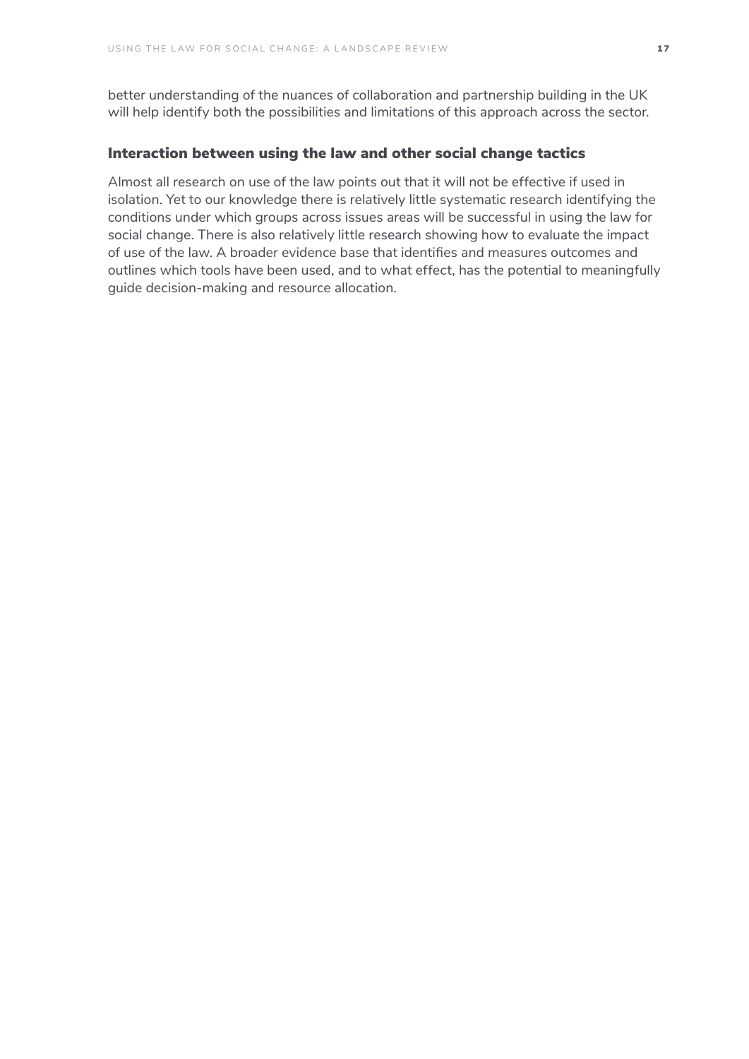better understanding of the nuances of collaboration and partnership building in the UK will help identify both the possibilities and limitations of this approach across the sector.

### Interaction between using the law and other social change tactics

Almost all research on use of the law points out that it will not be effective if used in isolation. Yet to our knowledge there is relatively little systematic research identifying the conditions under which groups across issues areas will be successful in using the law for social change. There is also relatively little research showing how to evaluate the impact of use of the law. A broader evidence base that identifies and measures outcomes and outlines which tools have been used, and to what effect, has the potential to meaningfully guide decision-making and resource allocation.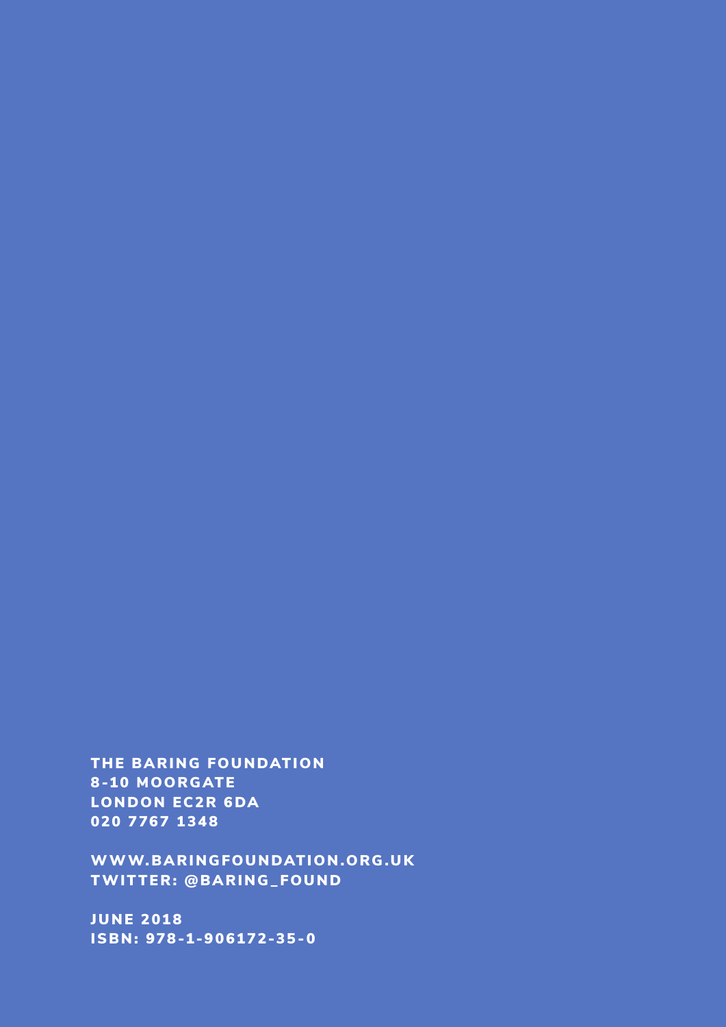**THE BARING FOUNDATION**
**8-10 MOORGATE**
**LONDON EC2R 6DA**
**020 7767 1348**

**WWW.BARINGFOUNDATION.ORG.UK**
**TWITTER: @BARING_FOUND**

**JUNE 2018**
**ISBN: 978-1-906172-35-0**